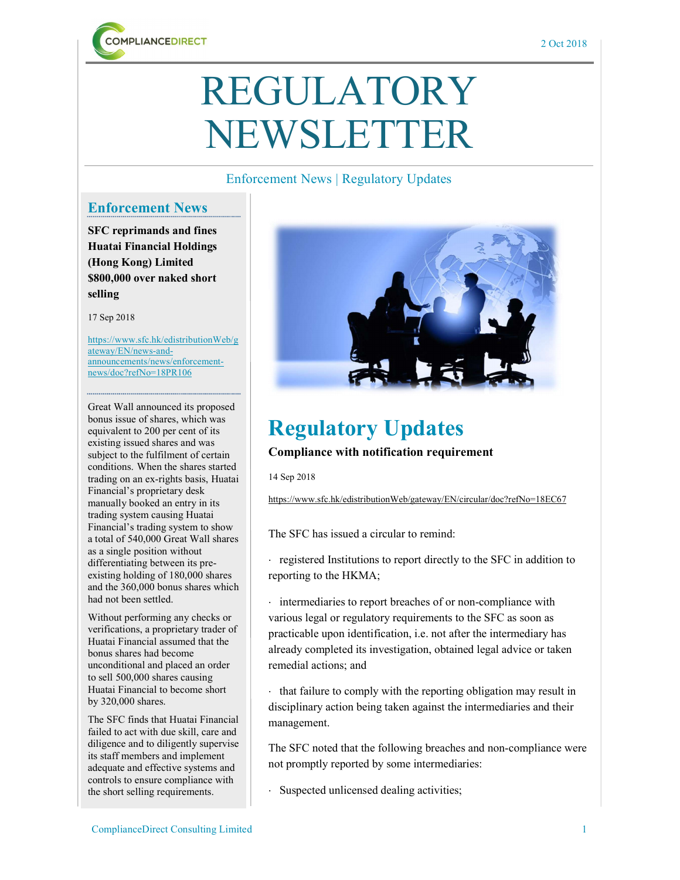2 Oct 2018

# REGULATORY NEWSLETTER

Enforcement News | Regulatory Updates

## Enforcement News

**SFC reprimands and fines Huatai Financial Holdings (Hong Kong) Limited $800,000 over naked short selling**

17 Sep 2018

https://www.sfc.hk/edistributionWeb/gateway/EN/news-and-announcements/news/enforcement-news/doc?refNo=18PR106

Great Wall announced its proposed bonus issue of shares, which was equivalent to 200 per cent of its existing issued shares and was subject to the fulfilment of certain conditions. When the shares started trading on an ex-rights basis, Huatai Financial's proprietary desk manually booked an entry in its trading system causing Huatai Financial's trading system to show a total of 540,000 Great Wall shares as a single position without differentiating between its pre-existing holding of 180,000 shares and the 360,000 bonus shares which had not been settled.

Without performing any checks or verifications, a proprietary trader of Huatai Financial assumed that the bonus shares had become unconditional and placed an order to sell 500,000 shares causing Huatai Financial to become short by 320,000 shares.

The SFC finds that Huatai Financial failed to act with due skill, care and diligence and to diligently supervise its staff members and implement adequate and effective systems and controls to ensure compliance with the short selling requirements.

## Regulatory Updates

**Compliance with notification requirement**

14 Sep 2018

https://www.sfc.hk/edistributionWeb/gateway/EN/circular/doc?refNo=18EC67

The SFC has issued a circular to remind:

- registered Institutions to report directly to the SFC in addition to reporting to the HKMA;
- intermediaries to report breaches of or non-compliance with various legal or regulatory requirements to the SFC as soon as practicable upon identification, i.e. not after the intermediary has already completed its investigation, obtained legal advice or taken remedial actions; and
- that failure to comply with the reporting obligation may result in disciplinary action being taken against the intermediaries and their management.

The SFC noted that the following breaches and non-compliance were not promptly reported by some intermediaries:

- Suspected unlicensed dealing activities;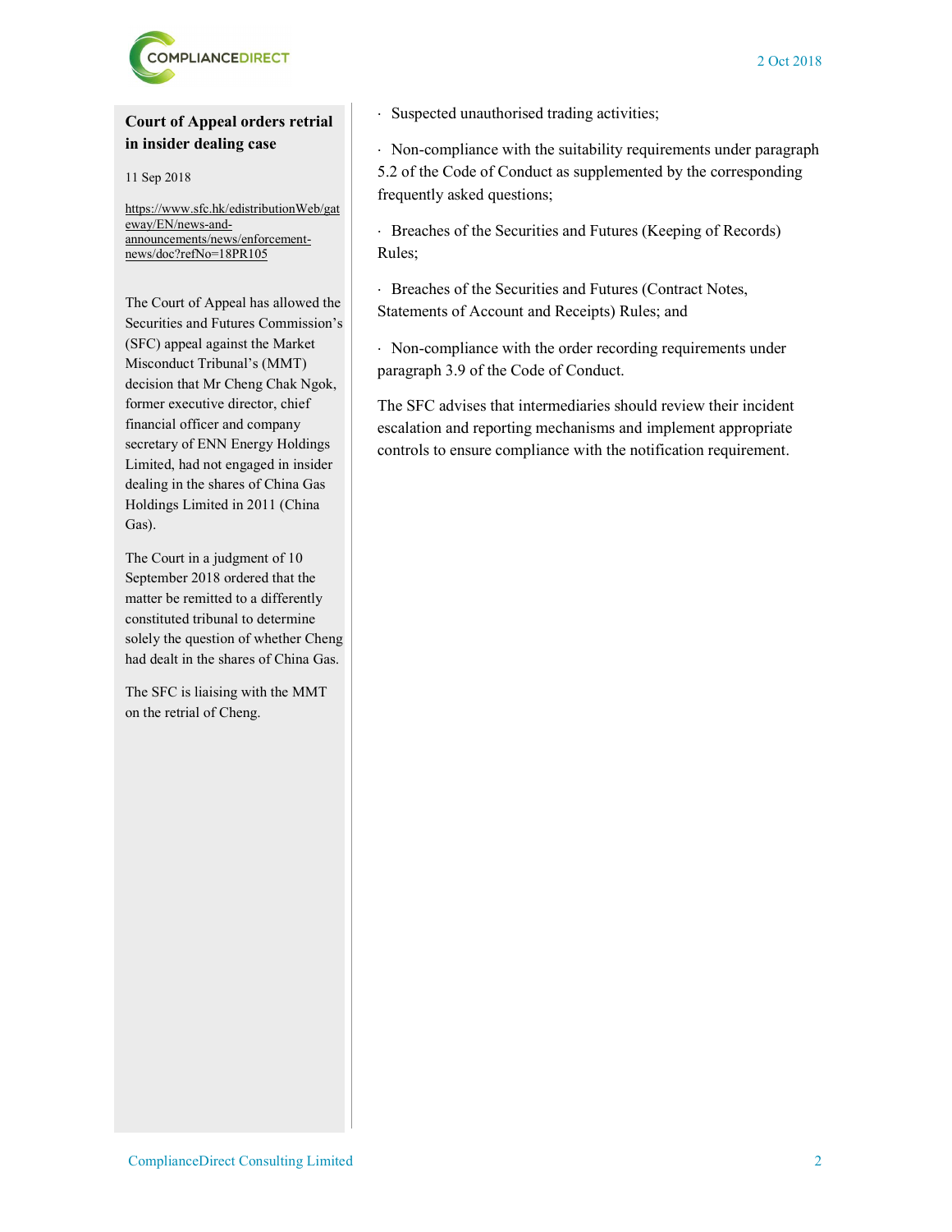## Court of Appeal orders retrial in insider dealing case

11 Sep 2018

[https://www.sfc.hk/edistributionWeb/gateway/EN/news-and-announcements/news/enforcement-news/doc?refNo=18PR105](https://www.sfc.hk/edistributionWeb/gateway/EN/news-and-announcements/news/enforcement-news/doc?refNo=18PR105)

The Court of Appeal has allowed the Securities and Futures Commission's (SFC) appeal against the Market Misconduct Tribunal's (MMT) decision that Mr Cheng Chak Ngok, former executive director, chief financial officer and company secretary of ENN Energy Holdings Limited, had not engaged in insider dealing in the shares of China Gas Holdings Limited in 2011 (China Gas).

The Court in a judgment of 10 September 2018 ordered that the matter be remitted to a differently constituted tribunal to determine solely the question of whether Cheng had dealt in the shares of China Gas.

The SFC is liaising with the MMT on the retrial of Cheng.

- Suspected unauthorised trading activities;
- Non-compliance with the suitability requirements under paragraph 5.2 of the Code of Conduct as supplemented by the corresponding frequently asked questions;
- Breaches of the Securities and Futures (Keeping of Records) Rules;
- Breaches of the Securities and Futures (Contract Notes, Statements of Account and Receipts) Rules; and
- Non-compliance with the order recording requirements under paragraph 3.9 of the Code of Conduct.

The SFC advises that intermediaries should review their incident escalation and reporting mechanisms and implement appropriate controls to ensure compliance with the notification requirement.